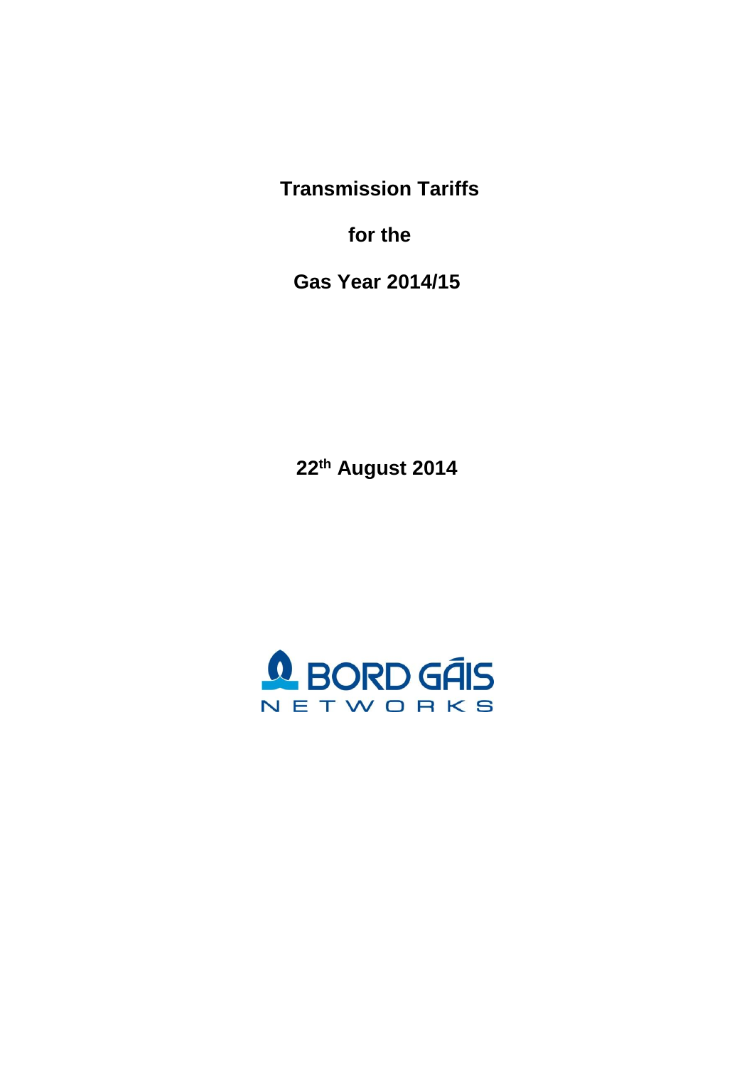# Transmission Tariffs

# for the

# Gas Year 2014/15

**22th August 2014**

BORD GÁIS NETWORKS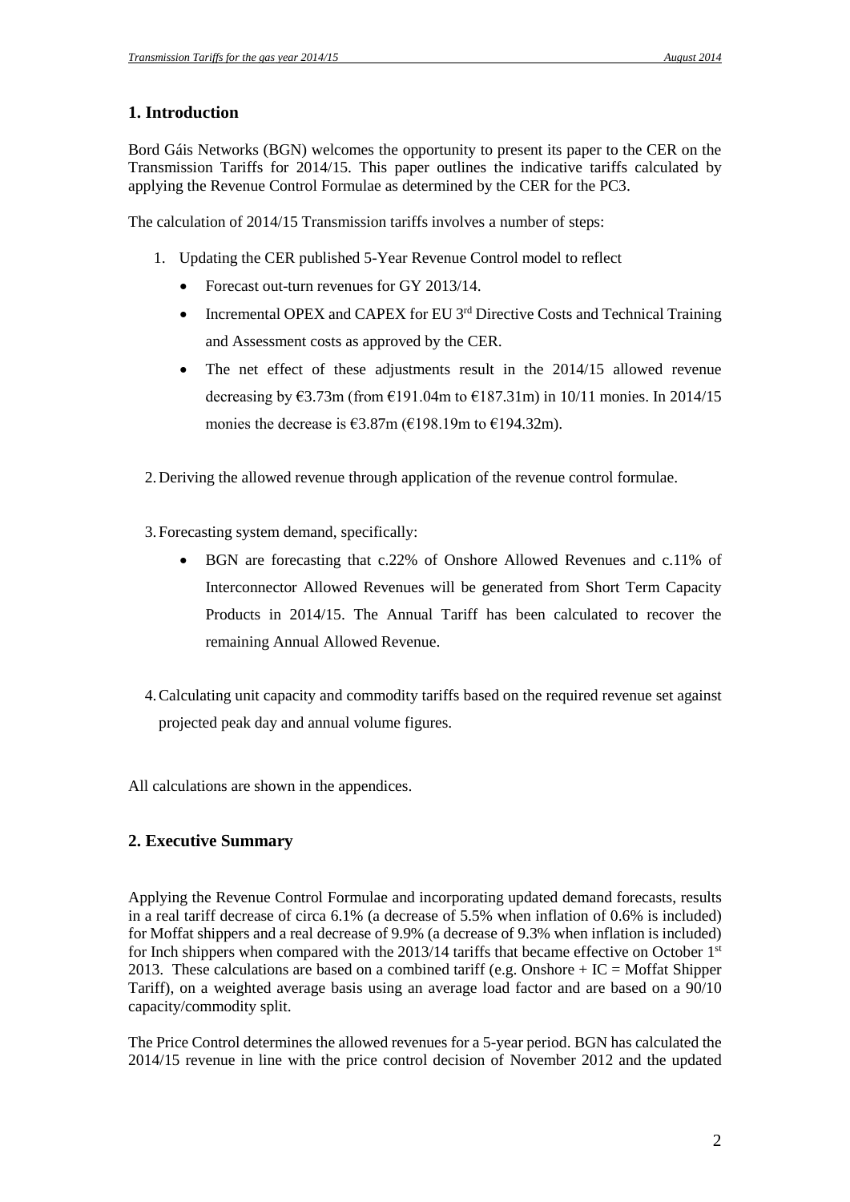## 1. Introduction

Bord Gáis Networks (BGN) welcomes the opportunity to present its paper to the CER on the Transmission Tariffs for 2014/15. This paper outlines the indicative tariffs calculated by applying the Revenue Control Formulae as determined by the CER for the PC3.

The calculation of 2014/15 Transmission tariffs involves a number of steps:

1. Updating the CER published 5-Year Revenue Control model to reflect
   - Forecast out-turn revenues for GY 2013/14.
   - Incremental OPEX and CAPEX for EU 3rd Directive Costs and Technical Training and Assessment costs as approved by the CER.
   - The net effect of these adjustments result in the 2014/15 allowed revenue decreasing by €3.73m (from €191.04m to €187.31m) in 10/11 monies. In 2014/15 monies the decrease is €3.87m (€198.19m to €194.32m).

2. Deriving the allowed revenue through application of the revenue control formulae.

3. Forecasting system demand, specifically:
   - BGN are forecasting that c.22% of Onshore Allowed Revenues and c.11% of Interconnector Allowed Revenues will be generated from Short Term Capacity Products in 2014/15. The Annual Tariff has been calculated to recover the remaining Annual Allowed Revenue.

4. Calculating unit capacity and commodity tariffs based on the required revenue set against projected peak day and annual volume figures.

All calculations are shown in the appendices.

## 2. Executive Summary

Applying the Revenue Control Formulae and incorporating updated demand forecasts, results in a real tariff decrease of circa 6.1% (a decrease of 5.5% when inflation of 0.6% is included) for Moffat shippers and a real decrease of 9.9% (a decrease of 9.3% when inflation is included) for Inch shippers when compared with the 2013/14 tariffs that became effective on October 1st 2013. These calculations are based on a combined tariff (e.g. Onshore + IC = Moffat Shipper Tariff), on a weighted average basis using an average load factor and are based on a 90/10 capacity/commodity split.

The Price Control determines the allowed revenues for a 5-year period. BGN has calculated the 2014/15 revenue in line with the price control decision of November 2012 and the updated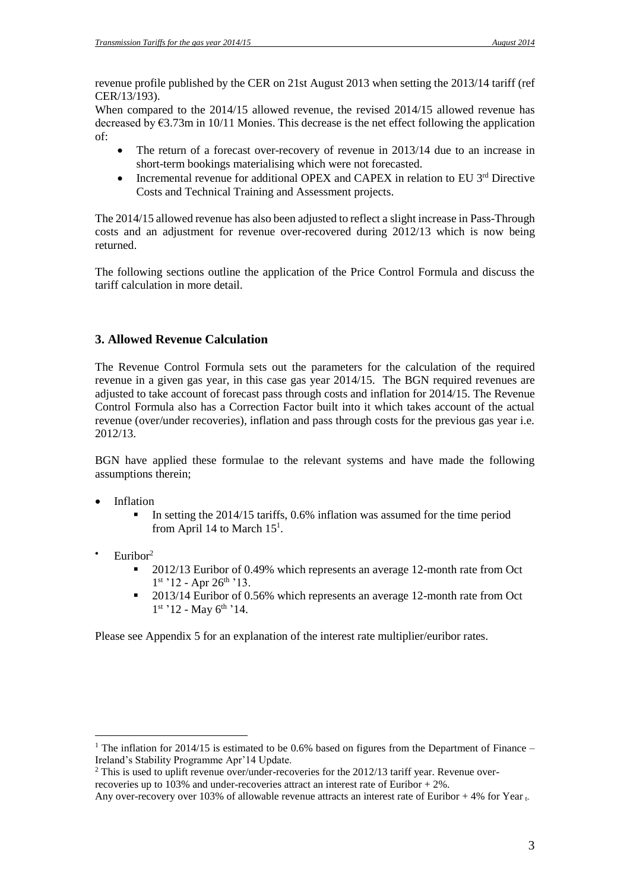revenue profile published by the CER on 21st August 2013 when setting the 2013/14 tariff (ref CER/13/193).

When compared to the 2014/15 allowed revenue, the revised 2014/15 allowed revenue has decreased by €3.73m in 10/11 Monies. This decrease is the net effect following the application of:

- The return of a forecast over-recovery of revenue in 2013/14 due to an increase in short-term bookings materialising which were not forecasted.
- Incremental revenue for additional OPEX and CAPEX in relation to EU 3rd Directive Costs and Technical Training and Assessment projects.

The 2014/15 allowed revenue has also been adjusted to reflect a slight increase in Pass-Through costs and an adjustment for revenue over-recovered during 2012/13 which is now being returned.

The following sections outline the application of the Price Control Formula and discuss the tariff calculation in more detail.

## 3. Allowed Revenue Calculation

The Revenue Control Formula sets out the parameters for the calculation of the required revenue in a given gas year, in this case gas year 2014/15. The BGN required revenues are adjusted to take account of forecast pass through costs and inflation for 2014/15. The Revenue Control Formula also has a Correction Factor built into it which takes account of the actual revenue (over/under recoveries), inflation and pass through costs for the previous gas year i.e. 2012/13.

BGN have applied these formulae to the relevant systems and have made the following assumptions therein;

- Inflation
  - In setting the 2014/15 tariffs, 0.6% inflation was assumed for the time period from April 14 to March 15[1].
- Euribor[2]
  - 2012/13 Euribor of 0.49% which represents an average 12-month rate from Oct 1st '12 - Apr 26th '13.
  - 2013/14 Euribor of 0.56% which represents an average 12-month rate from Oct 1st '12 - May 6th '14.

Please see Appendix 5 for an explanation of the interest rate multiplier/euribor rates.

---

[1] The inflation for 2014/15 is estimated to be 0.6% based on figures from the Department of Finance – Ireland's Stability Programme Apr'14 Update.

[2] This is used to uplift revenue over/under-recoveries for the 2012/13 tariff year. Revenue over-recoveries up to 103% and under-recoveries attract an interest rate of Euribor + 2%.

Any over-recovery over 103% of allowable revenue attracts an interest rate of Euribor + 4% for Year $_{t}$.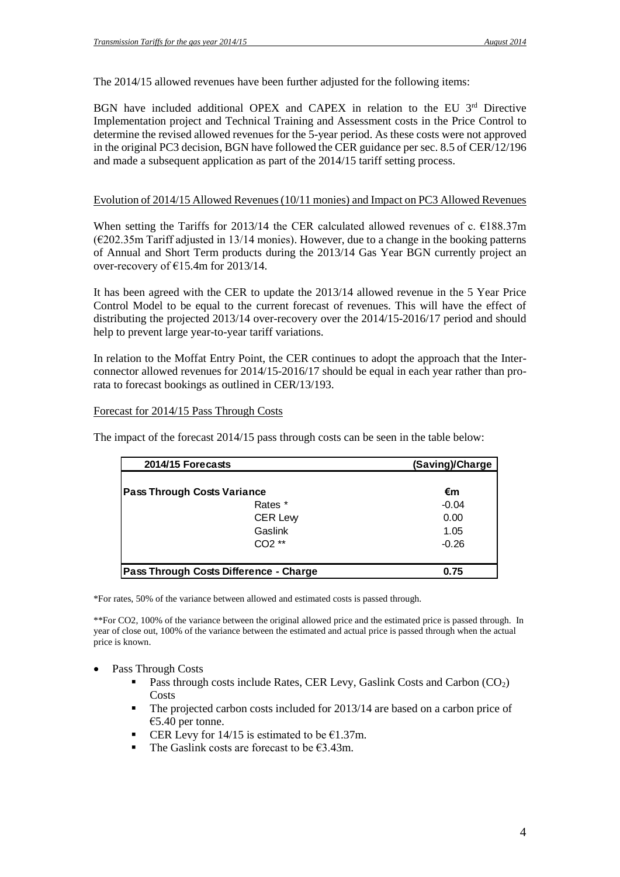The 2014/15 allowed revenues have been further adjusted for the following items:

BGN have included additional OPEX and CAPEX in relation to the EU 3rd Directive Implementation project and Technical Training and Assessment costs in the Price Control to determine the revised allowed revenues for the 5-year period. As these costs were not approved in the original PC3 decision, BGN have followed the CER guidance per sec. 8.5 of CER/12/196 and made a subsequent application as part of the 2014/15 tariff setting process.

<u>Evolution of 2014/15 Allowed Revenues (10/11 monies) and Impact on PC3 Allowed Revenues</u>

When setting the Tariffs for 2013/14 the CER calculated allowed revenues of c. €188.37m (€202.35m Tariff adjusted in 13/14 monies). However, due to a change in the booking patterns of Annual and Short Term products during the 2013/14 Gas Year BGN currently project an over-recovery of €15.4m for 2013/14.

It has been agreed with the CER to update the 2013/14 allowed revenue in the 5 Year Price Control Model to be equal to the current forecast of revenues. This will have the effect of distributing the projected 2013/14 over-recovery over the 2014/15-2016/17 period and should help to prevent large year-to-year tariff variations.

In relation to the Moffat Entry Point, the CER continues to adopt the approach that the Inter-connector allowed revenues for 2014/15-2016/17 should be equal in each year rather than pro-rata to forecast bookings as outlined in CER/13/193.

<u>Forecast for 2014/15 Pass Through Costs</u>

The impact of the forecast 2014/15 pass through costs can be seen in the table below:

| **2014/15 Forecasts** | | **(Saving)/Charge** |
|---|---|---|
| **Pass Through Costs Variance** | | **€m** |
| | Rates * | -0.04 |
| | CER Levy | 0.00 |
| | Gaslink | 1.05 |
| | CO2 ** | -0.26 |
| **Pass Through Costs Difference - Charge** | | **0.75** |

*For rates, 50% of the variance between allowed and estimated costs is passed through.

**For CO2, 100% of the variance between the original allowed price and the estimated price is passed through. In year of close out, 100% of the variance between the estimated and actual price is passed through when the actual price is known.

- Pass Through Costs
  - Pass through costs include Rates, CER Levy, Gaslink Costs and Carbon ($CO_2$) Costs
  - The projected carbon costs included for 2013/14 are based on a carbon price of €5.40 per tonne.
  - CER Levy for 14/15 is estimated to be €1.37m.
  - The Gaslink costs are forecast to be €3.43m.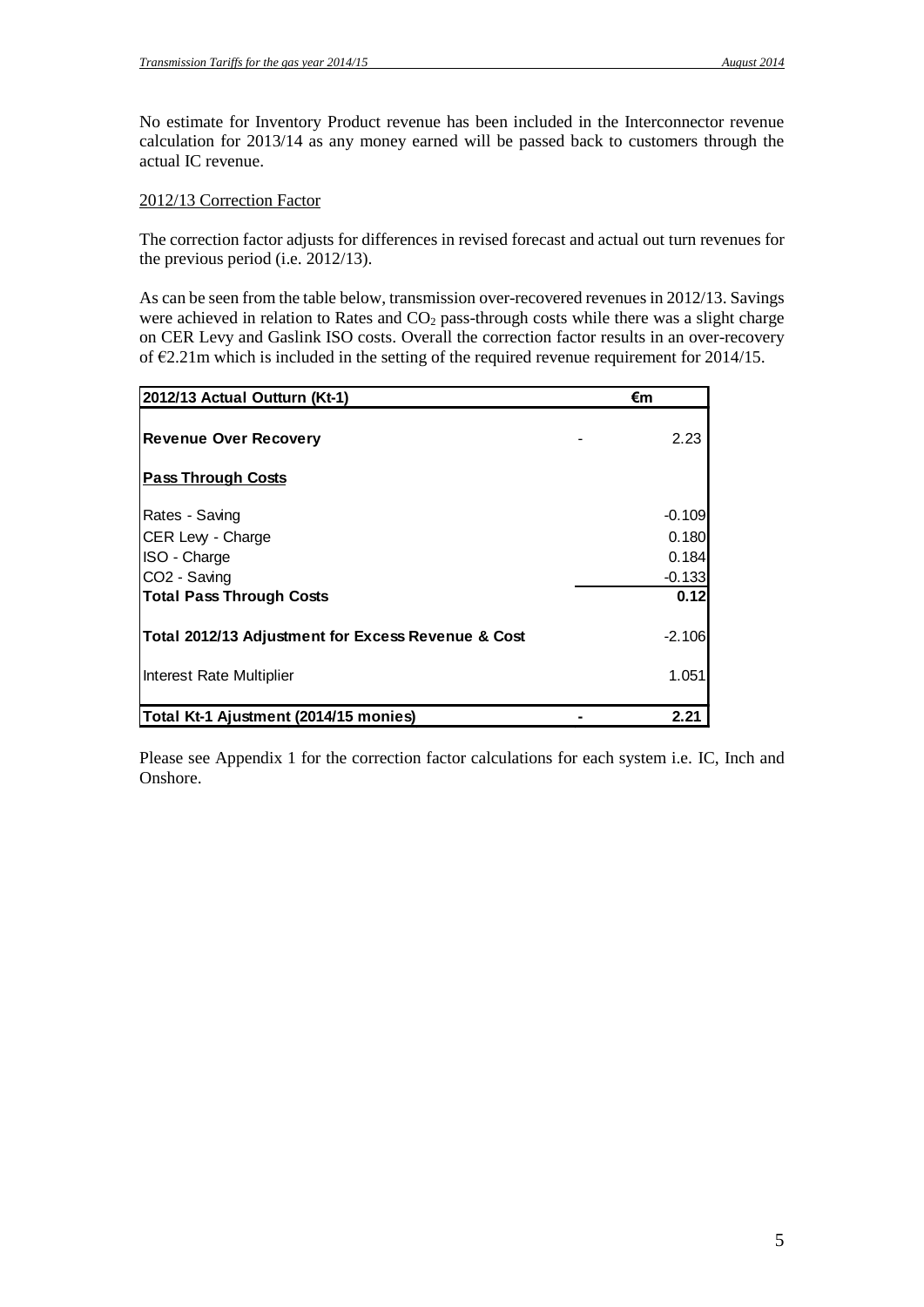No estimate for Inventory Product revenue has been included in the Interconnector revenue calculation for 2013/14 as any money earned will be passed back to customers through the actual IC revenue.

2012/13 Correction Factor

The correction factor adjusts for differences in revised forecast and actual out turn revenues for the previous period (i.e. 2012/13).

As can be seen from the table below, transmission over-recovered revenues in 2012/13. Savings were achieved in relation to Rates and $CO_2$ pass-through costs while there was a slight charge on CER Levy and Gaslink ISO costs. Overall the correction factor results in an over-recovery of €2.21m which is included in the setting of the required revenue requirement for 2014/15.

| **2012/13 Actual Outturn (Kt-1)** | | **€m** |
|---|---|---|
| **Revenue Over Recovery** | - | 2.23 |
| **Pass Through Costs** | | |
| Rates - Saving | | -0.109 |
| CER Levy - Charge | | 0.180 |
| ISO - Charge | | 0.184 |
| $CO_2$ - Saving | | -0.133 |
| **Total Pass Through Costs** | | **0.12** |
| **Total 2012/13 Adjustment for Excess Revenue & Cost** | | -2.106 |
| Interest Rate Multiplier | | 1.051 |
| **Total Kt-1 Ajustment (2014/15 monies)** | **-** | **2.21** |

Please see Appendix 1 for the correction factor calculations for each system i.e. IC, Inch and Onshore.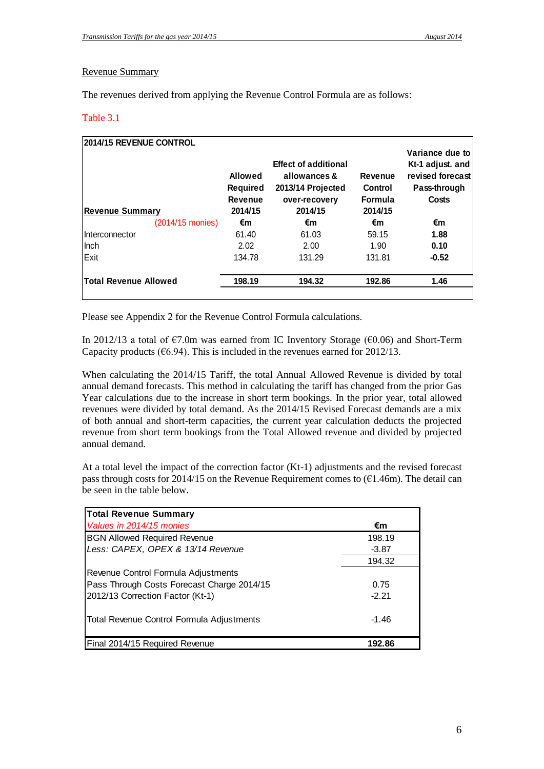Revenue Summary

The revenues derived from applying the Revenue Control Formula are as follows:

Table 3.1

| **2014/15 REVENUE CONTROL** | | | | |
|---|---|---|---|---|
| **Revenue Summary** | **Allowed Required Revenue 2014/15** | **Effect of additional allowances & 2013/14 Projected over-recovery 2014/15** | **Revenue Control Formula 2014/15** | **Variance due to Kt-1 adjust. and revised forecast Pass-through Costs** |
| (2014/15 monies) | **€m** | **€m** | **€m** | **€m** |
| Interconnector | 61.40 | 61.03 | 59.15 | **1.88** |
| Inch | 2.02 | 2.00 | 1.90 | **0.10** |
| Exit | 134.78 | 131.29 | 131.81 | **-0.52** |
| **Total Revenue Allowed** | **198.19** | **194.32** | **192.86** | **1.46** |

Please see Appendix 2 for the Revenue Control Formula calculations.

In 2012/13 a total of €7.0m was earned from IC Inventory Storage (€0.06) and Short-Term Capacity products (€6.94). This is included in the revenues earned for 2012/13.

When calculating the 2014/15 Tariff, the total Annual Allowed Revenue is divided by total annual demand forecasts. This method in calculating the tariff has changed from the prior Gas Year calculations due to the increase in short term bookings. In the prior year, total allowed revenues were divided by total demand. As the 2014/15 Revised Forecast demands are a mix of both annual and short-term capacities, the current year calculation deducts the projected revenue from short term bookings from the Total Allowed revenue and divided by projected annual demand.

At a total level the impact of the correction factor (Kt-1) adjustments and the revised forecast pass through costs for 2014/15 on the Revenue Requirement comes to (€1.46m). The detail can be seen in the table below.

| **Total Revenue Summary** | |
|---|---|
| *Values in 2014/15 monies* | **€m** |
| BGN Allowed Required Revenue | 198.19 |
| *Less: CAPEX, OPEX & 13/14 Revenue* | -3.87 |
| | 194.32 |
| Revenue Control Formula Adjustments | |
| Pass Through Costs Forecast Charge 2014/15 | 0.75 |
| 2012/13 Correction Factor (Kt-1) | -2.21 |
| Total Revenue Control Formula Adjustments | -1.46 |
| Final 2014/15 Required Revenue | **192.86** |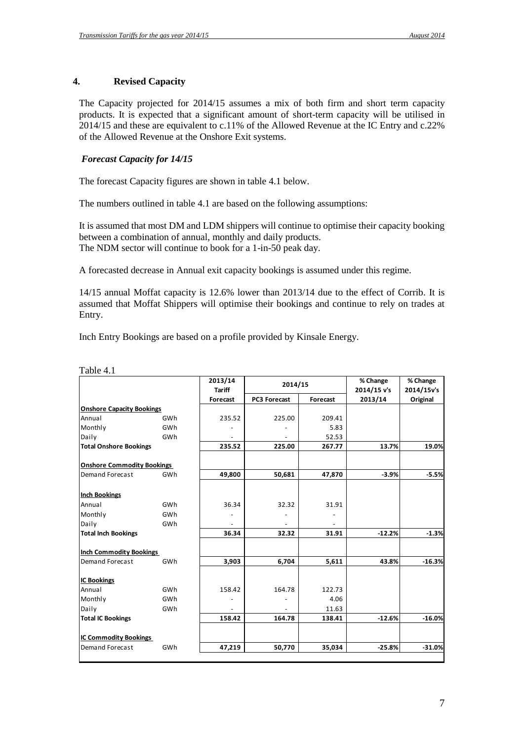## 4. Revised Capacity

The Capacity projected for 2014/15 assumes a mix of both firm and short term capacity products. It is expected that a significant amount of short-term capacity will be utilised in 2014/15 and these are equivalent to c.11% of the Allowed Revenue at the IC Entry and c.22% of the Allowed Revenue at the Onshore Exit systems.

### *Forecast Capacity for 14/15*

The forecast Capacity figures are shown in table 4.1 below.

The numbers outlined in table 4.1 are based on the following assumptions:

It is assumed that most DM and LDM shippers will continue to optimise their capacity booking between a combination of annual, monthly and daily products.
The NDM sector will continue to book for a 1-in-50 peak day.

A forecasted decrease in Annual exit capacity bookings is assumed under this regime.

14/15 annual Moffat capacity is 12.6% lower than 2013/14 due to the effect of Corrib. It is assumed that Moffat Shippers will optimise their bookings and continue to rely on trades at Entry.

Inch Entry Bookings are based on a profile provided by Kinsale Energy.

Table 4.1

| | | 2013/14 Tariff | 2014/15 | | % Change 2014/15 v's | % Change 2014/15v's |
|---|---|---|---|---|---|---|
| | | Forecast | PC3 Forecast | Forecast | 2013/14 | Original |
| **Onshore Capacity Bookings** | | | | | | |
| Annual | GWh | 235.52 | 225.00 | 209.41 | | |
| Monthly | GWh | - | - | 5.83 | | |
| Daily | GWh | - | - | 52.53 | | |
| **Total Onshore Bookings** | | **235.52** | **225.00** | **267.77** | **13.7%** | **19.0%** |
| **Onshore Commodity Bookings** | | | | | | |
| Demand Forecast | GWh | **49,800** | **50,681** | **47,870** | **-3.9%** | **-5.5%** |
| **Inch Bookings** | | | | | | |
| Annual | GWh | 36.34 | 32.32 | 31.91 | | |
| Monthly | GWh | - | - | - | | |
| Daily | GWh | - | - | - | | |
| **Total Inch Bookings** | | **36.34** | **32.32** | **31.91** | **-12.2%** | **-1.3%** |
| **Inch Commodity Bookings** | | | | | | |
| Demand Forecast | GWh | **3,903** | **6,704** | **5,611** | **43.8%** | **-16.3%** |
| **IC Bookings** | | | | | | |
| Annual | GWh | 158.42 | 164.78 | 122.73 | | |
| Monthly | GWh | - | - | 4.06 | | |
| Daily | GWh | - | - | 11.63 | | |
| **Total IC Bookings** | | **158.42** | **164.78** | **138.41** | **-12.6%** | **-16.0%** |
| **IC Commodity Bookings** | | | | | | |
| Demand Forecast | GWh | **47,219** | **50,770** | **35,034** | **-25.8%** | **-31.0%** |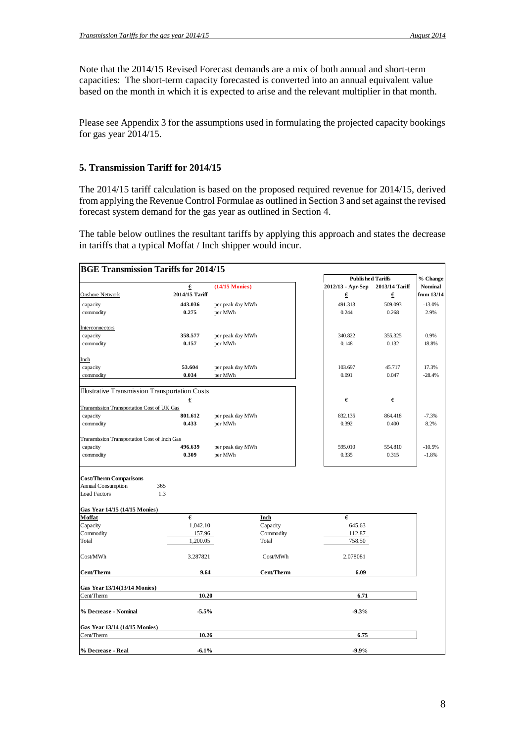Note that the 2014/15 Revised Forecast demands are a mix of both annual and short-term capacities: The short-term capacity forecasted is converted into an annual equivalent value based on the month in which it is expected to arise and the relevant multiplier in that month.

Please see Appendix 3 for the assumptions used in formulating the projected capacity bookings for gas year 2014/15.

## 5. Transmission Tariff for 2014/15

The 2014/15 tariff calculation is based on the proposed required revenue for 2014/15, derived from applying the Revenue Control Formulae as outlined in Section 3 and set against the revised forecast system demand for the gas year as outlined in Section 4.

The table below outlines the resultant tariffs by applying this approach and states the decrease in tariffs that a typical Moffat / Inch shipper would incur.

**BGE Transmission Tariffs for 2014/15**

| | € | (14/15 Monies) | Published Tariffs | | % Change |
|---|---|---|---|---|---|
| Onshore Network | 2014/15 Tariff | | 2012/13 - Apr-Sep € | 2013/14 Tariff € | Nominal from 13/14 |
| capacity | **443.036** | per peak day MWh | 491.313 | 509.093 | -13.0% |
| commodity | **0.275** | per MWh | 0.244 | 0.268 | 2.9% |
| Interconnectors | | | | | |
| capacity | **358.577** | per peak day MWh | 340.822 | 355.325 | 0.9% |
| commodity | **0.157** | per MWh | 0.148 | 0.132 | 18.8% |
| Inch | | | | | |
| capacity | **53.604** | per peak day MWh | 103.697 | 45.717 | 17.3% |
| commodity | **0.034** | per MWh | 0.091 | 0.047 | -28.4% |
| Illustrative Transmission Transportation Costs | € | | € | € | |
| Transmission Transportation Cost of UK Gas | | | | | |
| capacity | **801.612** | per peak day MWh | 832.135 | 864.418 | -7.3% |
| commodity | **0.433** | per MWh | 0.392 | 0.400 | 8.2% |
| Transmission Transportation Cost of Inch Gas | | | | | |
| capacity | **496.639** | per peak day MWh | 595.010 | 554.810 | -10.5% |
| commodity | **0.309** | per MWh | 0.335 | 0.315 | -1.8% |

**Cost/Therm Comparisons**

| | | | |
|---|---|---|---|
| Annual Consumption | 365 | | |
| Load Factors | 1.3 | | |
| **Gas Year 14/15 (14/15 Monies)** | | | |
| **Moffat** | € | **Inch** | € |
| Capacity | 1,042.10 | Capacity | 645.63 |
| Commodity | 157.96 | Commodity | 112.87 |
| Total | 1,200.05 | Total | 758.50 |
| Cost/MWh | 3.287821 | Cost/MWh | 2.078081 |
| **Cent/Therm** | **9.64** | **Cent/Therm** | **6.09** |
| **Gas Year 13/14(13/14 Monies)** | | | |
| Cent/Therm | **10.20** | | **6.71** |
| **% Decrease - Nominal** | **-5.5%** | | **-9.3%** |
| **Gas Year 13/14 (14/15 Monies)** | | | |
| Cent/Therm | **10.26** | | **6.75** |
| **% Decrease - Real** | **-6.1%** | | **-9.9%** |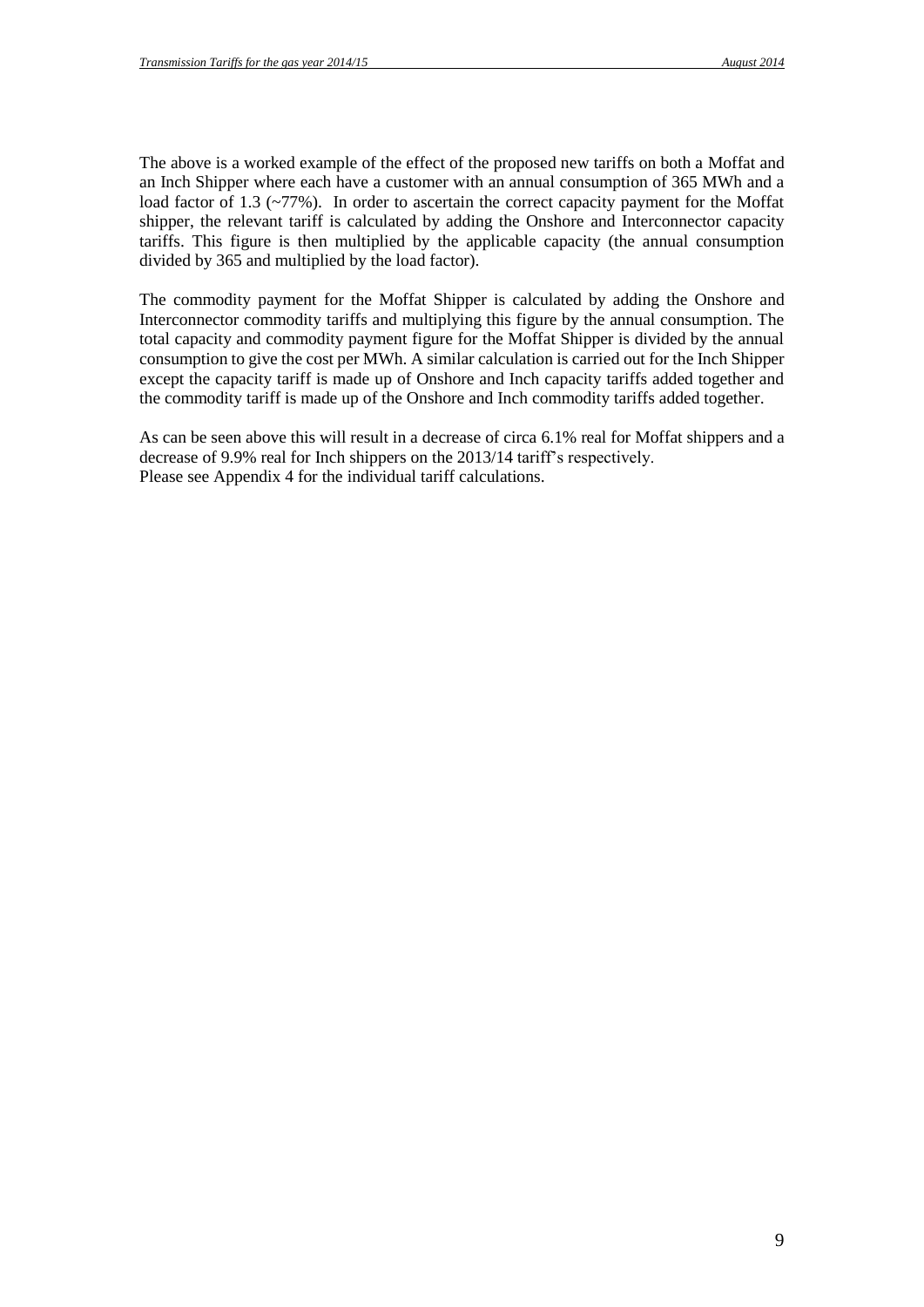The above is a worked example of the effect of the proposed new tariffs on both a Moffat and an Inch Shipper where each have a customer with an annual consumption of 365 MWh and a load factor of 1.3 (~77%). In order to ascertain the correct capacity payment for the Moffat shipper, the relevant tariff is calculated by adding the Onshore and Interconnector capacity tariffs. This figure is then multiplied by the applicable capacity (the annual consumption divided by 365 and multiplied by the load factor).

The commodity payment for the Moffat Shipper is calculated by adding the Onshore and Interconnector commodity tariffs and multiplying this figure by the annual consumption. The total capacity and commodity payment figure for the Moffat Shipper is divided by the annual consumption to give the cost per MWh. A similar calculation is carried out for the Inch Shipper except the capacity tariff is made up of Onshore and Inch capacity tariffs added together and the commodity tariff is made up of the Onshore and Inch commodity tariffs added together.

As can be seen above this will result in a decrease of circa 6.1% real for Moffat shippers and a decrease of 9.9% real for Inch shippers on the 2013/14 tariff's respectively.
Please see Appendix 4 for the individual tariff calculations.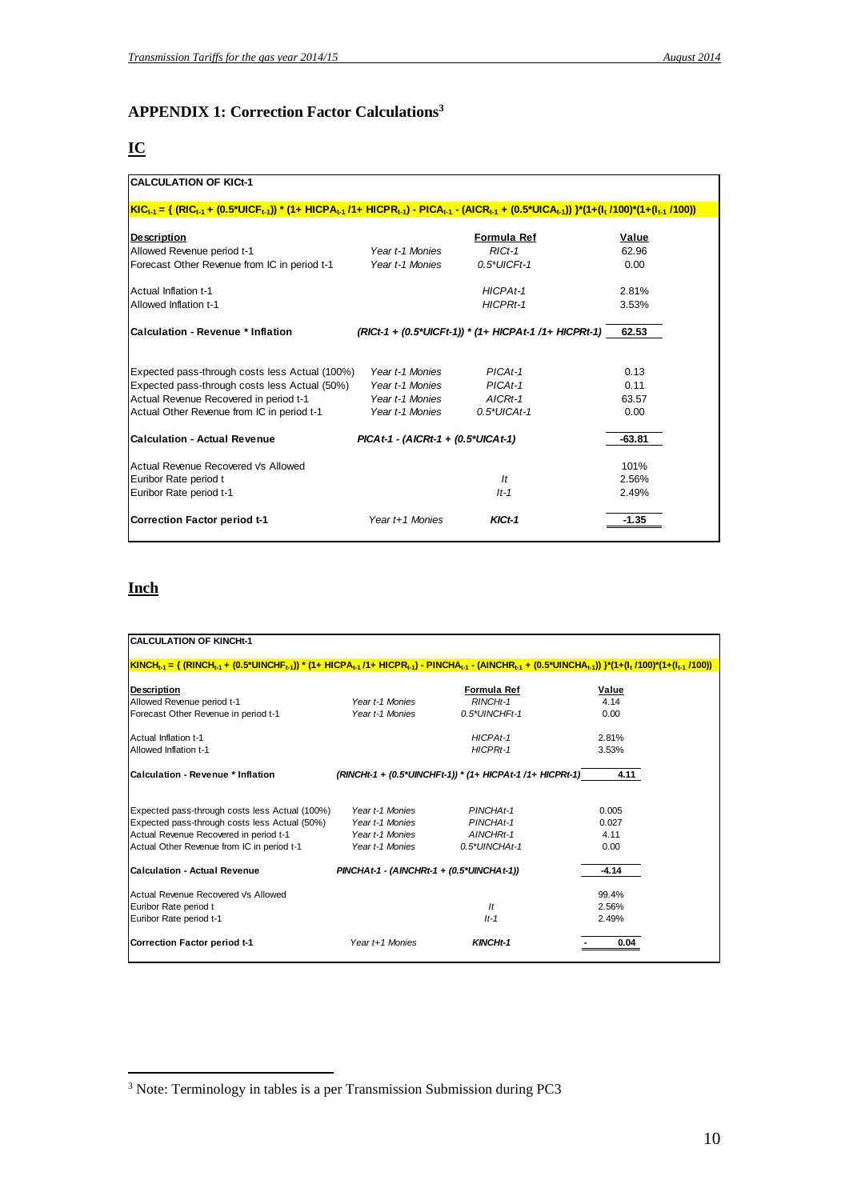## APPENDIX 1: Correction Factor Calculations[3]

### IC

**CALCULATION OF KICt-1**

$$KIC_{t-1} = \{ (RIC_{t-1} + (0.5*UICF_{t-1})) * (1+ HICPA_{t-1} /1+ HICPR_{t-1}) - PICA_{t-1} - (AICR_{t-1} + (0.5*UICA_{t-1})) \}*(1+(I_t /100)*(1+(I_{t-1} /100))$$

| Description | | Formula Ref | Value |
|---|---|---|---|
| Allowed Revenue period t-1 | *Year t-1 Monies* | *RICt-1* | 62.96 |
| Forecast Other Revenue from IC in period t-1 | *Year t-1 Monies* | *0.5*UICFt-1* | 0.00 |
| Actual Inflation t-1 | | *HICPAt-1* | 2.81% |
| Allowed Inflation t-1 | | *HICPRt-1* | 3.53% |
| **Calculation - Revenue * Inflation** | | ***(RICt-1 + (0.5*UICFt-1)) * (1+ HICPAt-1 /1+ HICPRt-1)*** | **62.53** |
| Expected pass-through costs less Actual (100%) | *Year t-1 Monies* | *PICAt-1* | 0.13 |
| Expected pass-through costs less Actual (50%) | *Year t-1 Monies* | *PICAt-1* | 0.11 |
| Actual Revenue Recovered in period t-1 | *Year t-1 Monies* | *AICRt-1* | 63.57 |
| Actual Other Revenue from IC in period t-1 | *Year t-1 Monies* | *0.5*UICAt-1* | 0.00 |
| **Calculation - Actual Revenue** | ***PICAt-1 - (AICRt-1 + (0.5*UICAt-1)*** | | **-63.81** |
| Actual Revenue Recovered Vs Allowed | | | 101% |
| Euribor Rate period t | | *It* | 2.56% |
| Euribor Rate period t-1 | | *It-1* | 2.49% |
| **Correction Factor period t-1** | *Year t+1 Monies* | ***KICt-1*** | **-1.35** |

### Inch

**CALCULATION OF KINCHt-1**

$$KINCH_{t-1} = \{ (RINCH_{t-1} + (0.5*UINCHF_{t-1})) * (1+ HICPA_{t-1} /1+ HICPR_{t-1}) - PINCHA_{t-1} - (AINCHR_{t-1} + (0.5*UINCHA_{t-1})) \}*(1+(I_t /100)*(1+(I_{t-1} /100))$$

| Description | | Formula Ref | Value |
|---|---|---|---|
| Allowed Revenue period t-1 | *Year t-1 Monies* | *RINCHt-1* | 4.14 |
| Forecast Other Revenue in period t-1 | *Year t-1 Monies* | *0.5*UINCHFt-1* | 0.00 |
| Actual Inflation t-1 | | *HICPAt-1* | 2.81% |
| Allowed Inflation t-1 | | *HICPRt-1* | 3.53% |
| **Calculation - Revenue * Inflation** | | ***(RINCHt-1 + (0.5*UINCHFt-1)) * (1+ HICPAt-1 /1+ HICPRt-1)*** | **4.11** |
| Expected pass-through costs less Actual (100%) | *Year t-1 Monies* | *PINCHAt-1* | 0.005 |
| Expected pass-through costs less Actual (50%) | *Year t-1 Monies* | *PINCHAt-1* | 0.027 |
| Actual Revenue Recovered in period t-1 | *Year t-1 Monies* | *AINCHRt-1* | 4.11 |
| Actual Other Revenue from IC in period t-1 | *Year t-1 Monies* | *0.5*UINCHAt-1* | 0.00 |
| **Calculation - Actual Revenue** | ***PINCHAt-1 - (AINCHRt-1 + (0.5*UINCHAt-1))*** | | **-4.14** |
| Actual Revenue Recovered Vs Allowed | | | 99.4% |
| Euribor Rate period t | | *It* | 2.56% |
| Euribor Rate period t-1 | | *It-1* | 2.49% |
| **Correction Factor period t-1** | *Year t+1 Monies* | ***KINCHt-1*** | **- 0.04** |

[3] Note: Terminology in tables is a per Transmission Submission during PC3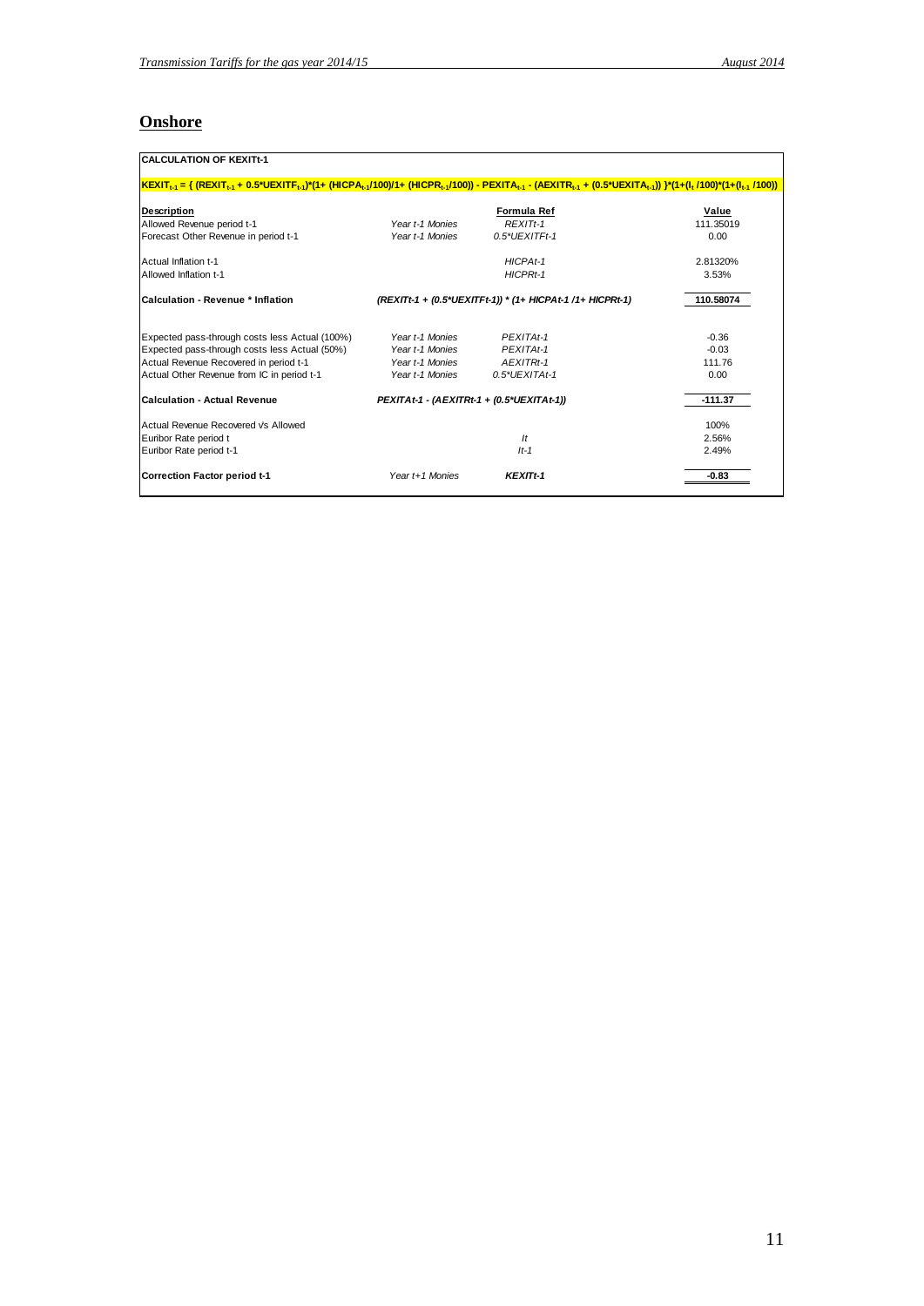## Onshore

**CALCULATION OF KEXITt-1**

$$KEXIT_{t-1} = \{ (REXIT_{t-1} + 0.5*UEXITF_{t-1})*(1+ (HICPA_{t-1}/100)/1+ (HICPR_{t-1}/100)) - PEXITA_{t-1} - (AEXITR_{t-1} + (0.5*UEXITA_{t-1})) \}*(1+(I_t /100)*(1+(I_{t-1} /100))$$

| Description | | Formula Ref | Value |
|---|---|---|---|
| Allowed Revenue period t-1 | *Year t-1 Monies* | *REXITt-1* | 111.35019 |
| Forecast Other Revenue in period t-1 | *Year t-1 Monies* | *0.5*UEXITFt-1* | 0.00 |
| | | | |
| Actual Inflation t-1 | | *HICPAt-1* | 2.81320% |
| Allowed Inflation t-1 | | *HICPRt-1* | 3.53% |
| | | | |
| **Calculation - Revenue * Inflation** | | ***(REXITt-1 + (0.5*UEXITFt-1)) * (1+ HICPAt-1 /1+ HICPRt-1)*** | **110.58074** |
| | | | |
| Expected pass-through costs less Actual (100%) | *Year t-1 Monies* | *PEXITAt-1* | -0.36 |
| Expected pass-through costs less Actual (50%) | *Year t-1 Monies* | *PEXITAt-1* | -0.03 |
| Actual Revenue Recovered in period t-1 | *Year t-1 Monies* | *AEXITRt-1* | 111.76 |
| Actual Other Revenue from IC in period t-1 | *Year t-1 Monies* | *0.5*UEXITAt-1* | 0.00 |
| | | | |
| **Calculation - Actual Revenue** | | ***PEXITAt-1 - (AEXITRt-1 + (0.5*UEXITAt-1))*** | **-111.37** |
| | | | |
| Actual Revenue Recovered Vs Allowed | | | 100% |
| Euribor Rate period t | | *It* | 2.56% |
| Euribor Rate period t-1 | | *It-1* | 2.49% |
| | | | |
| **Correction Factor period t-1** | *Year t+1 Monies* | ***KEXITt-1*** | **-0.83** |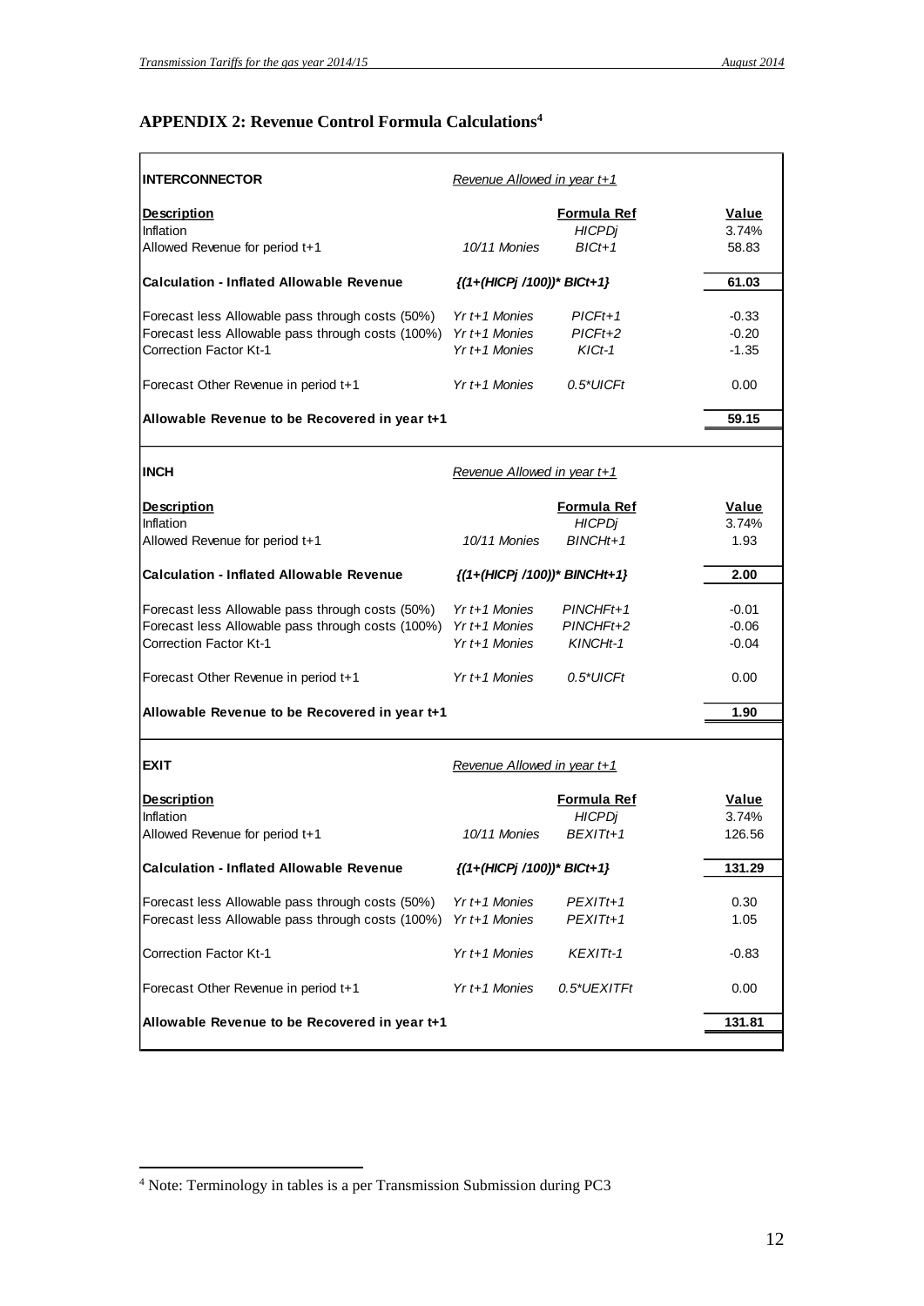## APPENDIX 2: Revenue Control Formula Calculations[4]

| **INTERCONNECTOR** | *Revenue Allowed in year t+1* | | |
|---|---|---|---|
| **Description** | | **Formula Ref** | **Value** |
| Inflation | | *HICPDj* | 3.74% |
| Allowed Revenue for period t+1 | *10/11 Monies* | *BICt+1* | 58.83 |
| **Calculation - Inflated Allowable Revenue** | ***{(1+(HICPj /100))\* BICt+1}*** | | **61.03** |
| Forecast less Allowable pass through costs (50%) | *Yr t+1 Monies* | *PICFt+1* | -0.33 |
| Forecast less Allowable pass through costs (100%) | *Yr t+1 Monies* | *PICFt+2* | -0.20 |
| Correction Factor Kt-1 | *Yr t+1 Monies* | *KICt-1* | -1.35 |
| Forecast Other Revenue in period t+1 | *Yr t+1 Monies* | *0.5\*UICFt* | 0.00 |
| **Allowable Revenue to be Recovered in year t+1** | | | **59.15** |

| **INCH** | *Revenue Allowed in year t+1* | | |
|---|---|---|---|
| **Description** | | **Formula Ref** | **Value** |
| Inflation | | *HICPDj* | 3.74% |
| Allowed Revenue for period t+1 | *10/11 Monies* | *BINCHt+1* | 1.93 |
| **Calculation - Inflated Allowable Revenue** | ***{(1+(HICPj /100))\* BINCHt+1}*** | | **2.00** |
| Forecast less Allowable pass through costs (50%) | *Yr t+1 Monies* | *PINCHFt+1* | -0.01 |
| Forecast less Allowable pass through costs (100%) | *Yr t+1 Monies* | *PINCHFt+2* | -0.06 |
| Correction Factor Kt-1 | *Yr t+1 Monies* | *KINCHt-1* | -0.04 |
| Forecast Other Revenue in period t+1 | *Yr t+1 Monies* | *0.5\*UICFt* | 0.00 |
| **Allowable Revenue to be Recovered in year t+1** | | | **1.90** |

| **EXIT** | *Revenue Allowed in year t+1* | | |
|---|---|---|---|
| **Description** | | **Formula Ref** | **Value** |
| Inflation | | *HICPDj* | 3.74% |
| Allowed Revenue for period t+1 | *10/11 Monies* | *BEXITt+1* | 126.56 |
| **Calculation - Inflated Allowable Revenue** | ***{(1+(HICPj /100))\* BICt+1}*** | | **131.29** |
| Forecast less Allowable pass through costs (50%) | *Yr t+1 Monies* | *PEXITt+1* | 0.30 |
| Forecast less Allowable pass through costs (100%) | *Yr t+1 Monies* | *PEXITt+1* | 1.05 |
| Correction Factor Kt-1 | *Yr t+1 Monies* | *KEXITt-1* | -0.83 |
| Forecast Other Revenue in period t+1 | *Yr t+1 Monies* | *0.5\*UEXITFt* | 0.00 |
| **Allowable Revenue to be Recovered in year t+1** | | | **131.81** |

[4] Note: Terminology in tables is a per Transmission Submission during PC3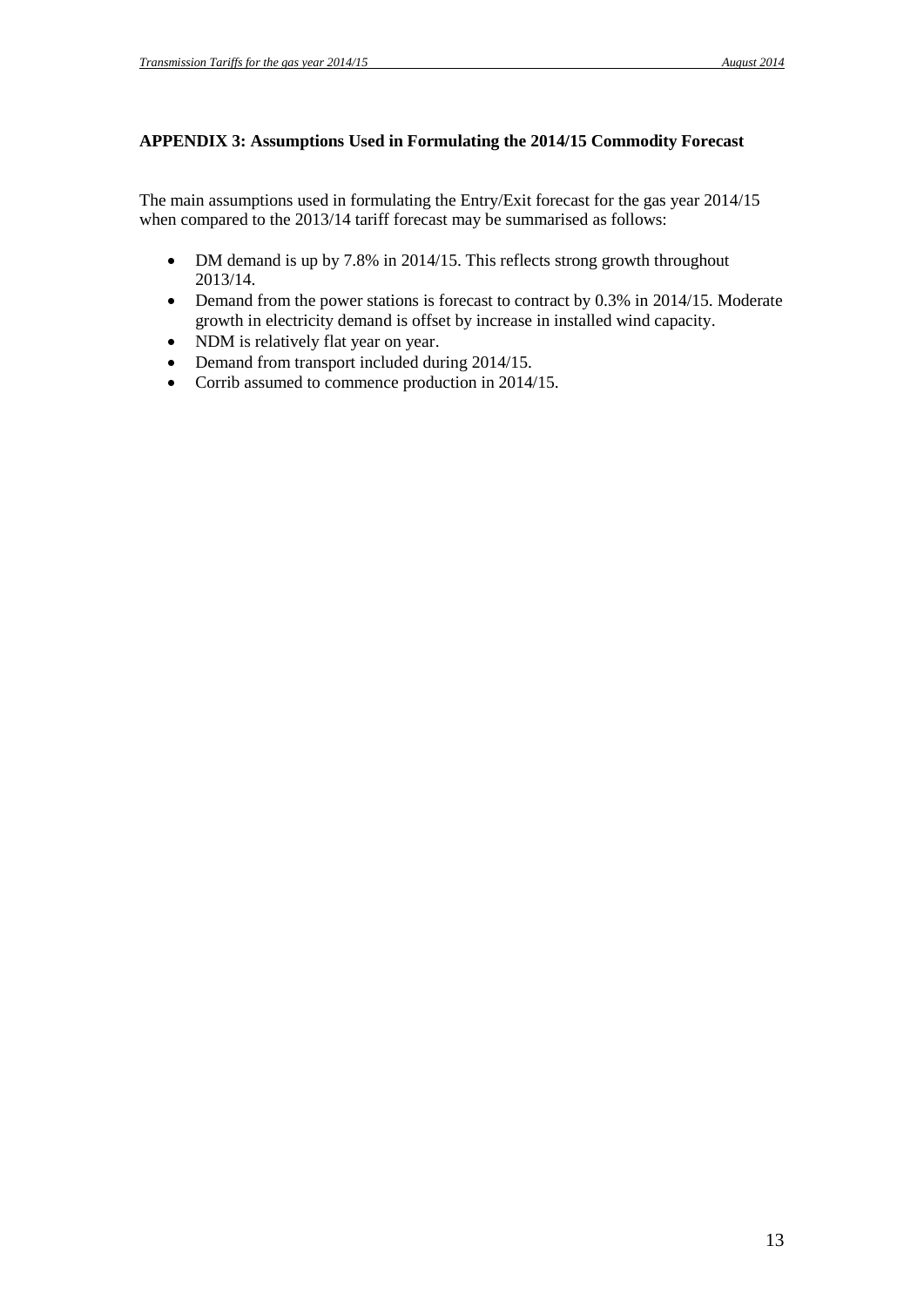## APPENDIX 3: Assumptions Used in Formulating the 2014/15 Commodity Forecast

The main assumptions used in formulating the Entry/Exit forecast for the gas year 2014/15 when compared to the 2013/14 tariff forecast may be summarised as follows:

- DM demand is up by 7.8% in 2014/15. This reflects strong growth throughout 2013/14.
- Demand from the power stations is forecast to contract by 0.3% in 2014/15. Moderate growth in electricity demand is offset by increase in installed wind capacity.
- NDM is relatively flat year on year.
- Demand from transport included during 2014/15.
- Corrib assumed to commence production in 2014/15.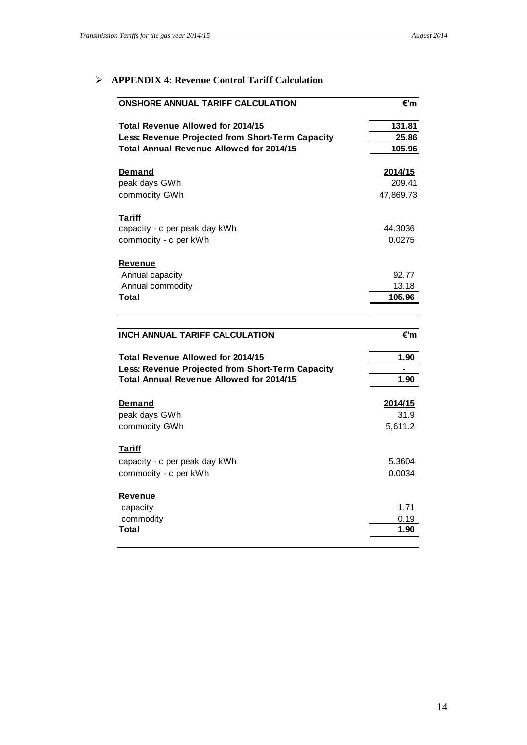- **APPENDIX 4: Revenue Control Tariff Calculation**

| **ONSHORE ANNUAL TARIFF CALCULATION** | **€'m** |
|---|---|
| **Total Revenue Allowed for 2014/15** | **131.81** |
| **Less: Revenue Projected from Short-Term Capacity** | **25.86** |
| **Total Annual Revenue Allowed for 2014/15** | **105.96** |
| | |
| **Demand** | **2014/15** |
| peak days GWh | 209.41 |
| commodity GWh | 47,869.73 |
| | |
| **Tariff** | |
| capacity - c per peak day kWh | 44.3036 |
| commodity - c per kWh | 0.0275 |
| | |
| **Revenue** | |
| Annual capacity | 92.77 |
| Annual commodity | 13.18 |
| **Total** | **105.96** |

| **INCH ANNUAL TARIFF CALCULATION** | **€'m** |
|---|---|
| **Total Revenue Allowed for 2014/15** | **1.90** |
| **Less: Revenue Projected from Short-Term Capacity** | **-** |
| **Total Annual Revenue Allowed for 2014/15** | **1.90** |
| | |
| **Demand** | **2014/15** |
| peak days GWh | 31.9 |
| commodity GWh | 5,611.2 |
| | |
| **Tariff** | |
| capacity - c per peak day kWh | 5.3604 |
| commodity - c per kWh | 0.0034 |
| | |
| **Revenue** | |
| capacity | 1.71 |
| commodity | 0.19 |
| **Total** | **1.90** |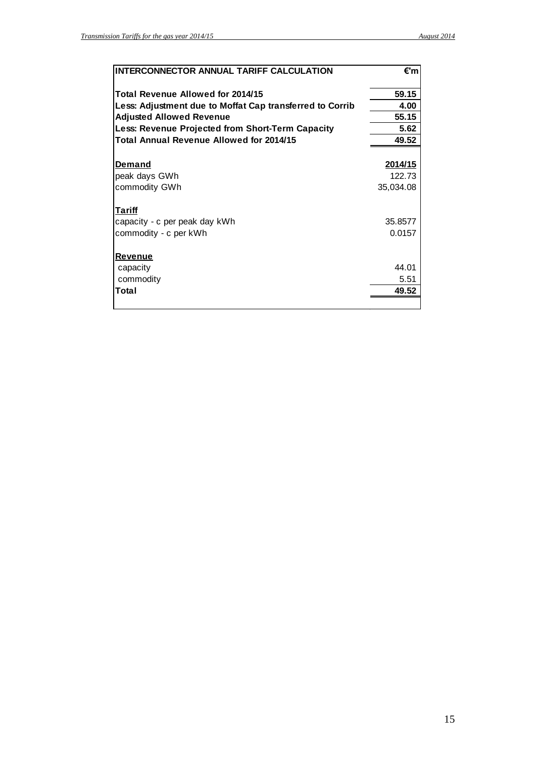| INTERCONNECTOR ANNUAL TARIFF CALCULATION | €'m |
|---|---|
| **Total Revenue Allowed for 2014/15** | **59.15** |
| **Less: Adjustment due to Moffat Cap transferred to Corrib** | **4.00** |
| **Adjusted Allowed Revenue** | **55.15** |
| **Less: Revenue Projected from Short-Term Capacity** | **5.62** |
| **Total Annual Revenue Allowed for 2014/15** | **49.52** |
| | |
| **Demand** | **2014/15** |
| peak days GWh | 122.73 |
| commodity GWh | 35,034.08 |
| | |
| **Tariff** | |
| capacity - c per peak day kWh | 35.8577 |
| commodity - c per kWh | 0.0157 |
| | |
| **Revenue** | |
| capacity | 44.01 |
| commodity | 5.51 |
| **Total** | **49.52** |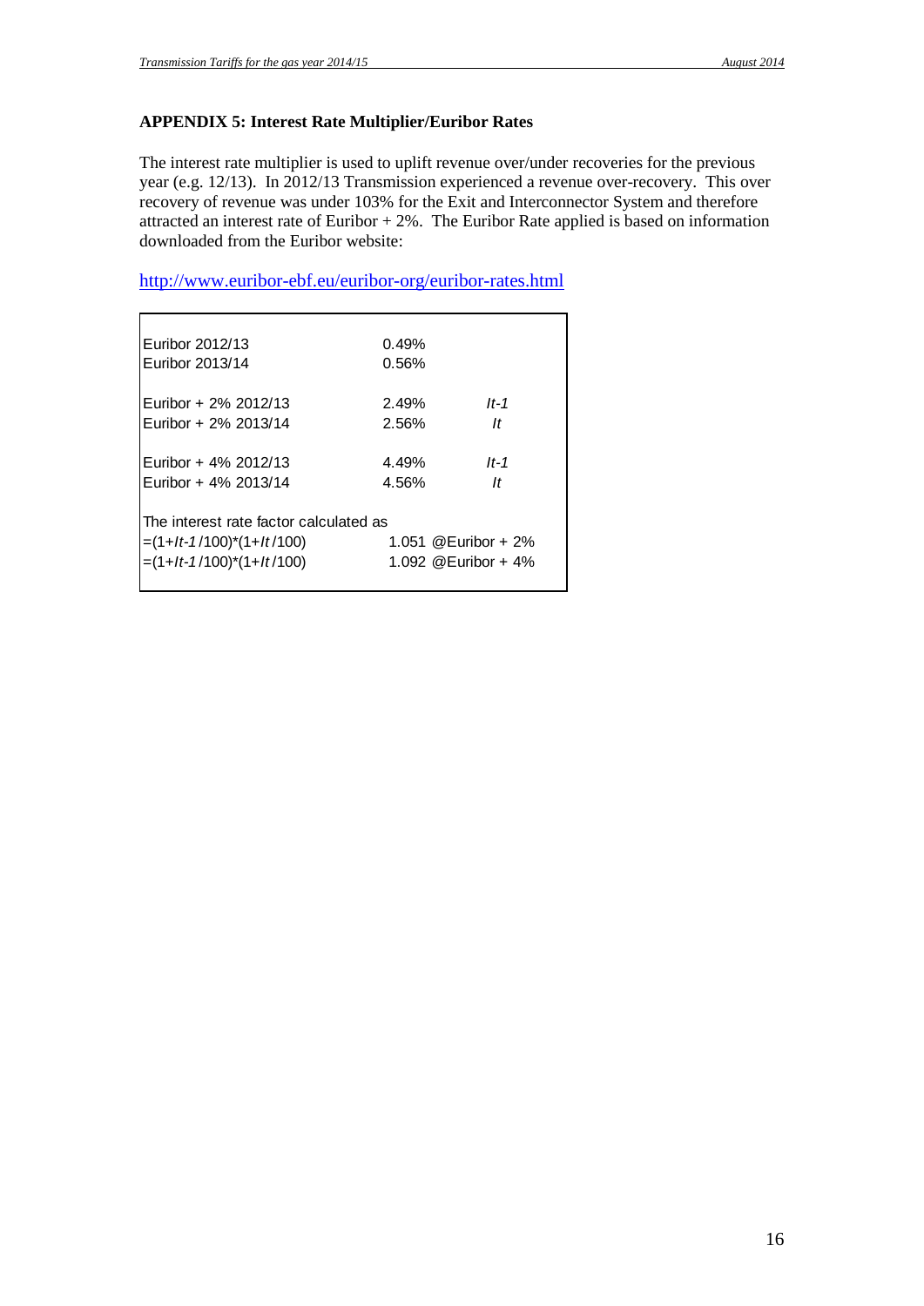**APPENDIX 5: Interest Rate Multiplier/Euribor Rates**

The interest rate multiplier is used to uplift revenue over/under recoveries for the previous year (e.g. 12/13). In 2012/13 Transmission experienced a revenue over-recovery. This over recovery of revenue was under 103% for the Exit and Interconnector System and therefore attracted an interest rate of Euribor + 2%. The Euribor Rate applied is based on information downloaded from the Euribor website:

http://www.euribor-ebf.eu/euribor-org/euribor-rates.html

| | | |
|---|---|---|
| Euribor 2012/13 | 0.49% | |
| Euribor 2013/14 | 0.56% | |
| | | |
| Euribor + 2% 2012/13 | 2.49% | *It-1* |
| Euribor + 2% 2013/14 | 2.56% | *It* |
| | | |
| Euribor + 4% 2012/13 | 4.49% | *It-1* |
| Euribor + 4% 2013/14 | 4.56% | *It* |
| | | |
| The interest rate factor calculated as | | |
| =(1+*It-1*/100)*(1+*It*/100) | 1.051 | @Euribor + 2% |
| =(1+*It-1*/100)*(1+*It*/100) | 1.092 | @Euribor + 4% |